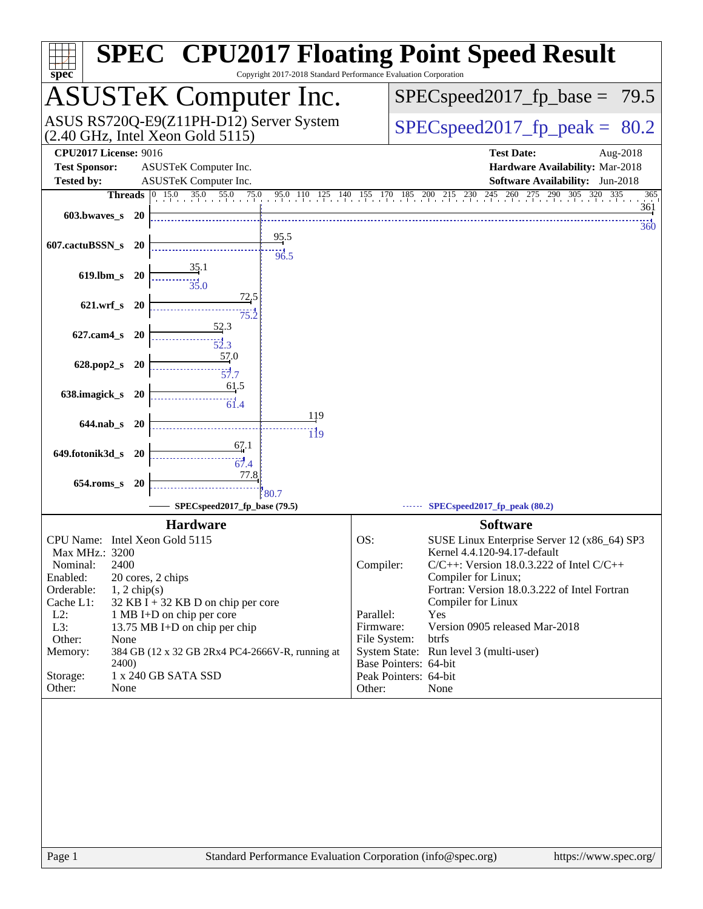# SPEC® CPU2017 Floating Point Speed Result

Copyright 2017-2018 Standard Performance Evaluation Corporation

## ASUSTeK Computer Inc.

ASUS RS720Q-E9(Z11PH-D12) Server System (2.40 GHz, Intel Xeon Gold 5115)

SPECspeed2017_fp_base = 79.5

SPECspeed2017_fp_peak = 80.2

| | | | |
|---|---|---|---|
| **CPU2017 License:** | 9016 | **Test Date:** | Aug-2018 |
| **Test Sponsor:** | ASUSTeK Computer Inc. | **Hardware Availability:** | Mar-2018 |
| **Tested by:** | ASUSTeK Computer Inc. | **Software Availability:** | Jun-2018 |

| Benchmark | Threads | Base | Peak |
|---|---|---|---|
| 603.bwaves_s | 20 | 361 | 360 |
| 607.cactuBSSN_s | 20 | 95.5 | 96.5 |
| 619.lbm_s | 20 | 35.1 | 35.0 |
| 621.wrf_s | 20 | 72.5 | 75.2 |
| 627.cam4_s | 20 | 52.3 | 52.3 |
| 628.pop2_s | 20 | 57.0 | 57.7 |
| 638.imagick_s | 20 | 61.5 | 61.4 |
| 644.nab_s | 20 | 119 | 119 |
| 649.fotonik3d_s | 20 | 67.1 | 67.4 |
| 654.roms_s | 20 | 77.8 | 80.7 |

SPECspeed2017_fp_base (79.5) — SPECspeed2017_fp_peak (80.2)

### Hardware

| | |
|---|---|
| CPU Name: | Intel Xeon Gold 5115 |
| Max MHz.: | 3200 |
| Nominal: | 2400 |
| Enabled: | 20 cores, 2 chips |
| Orderable: | 1, 2 chip(s) |
| Cache L1: | 32 KB I + 32 KB D on chip per core |
| L2: | 1 MB I+D on chip per core |
| L3: | 13.75 MB I+D on chip per chip |
| Other: | None |
| Memory: | 384 GB (12 x 32 GB 2Rx4 PC4-2666V-R, running at 2400) |
| Storage: | 1 x 240 GB SATA SSD |
| Other: | None |

### Software

| | |
|---|---|
| OS: | SUSE Linux Enterprise Server 12 (x86_64) SP3 Kernel 4.4.120-94.17-default |
| Compiler: | C/C++: Version 18.0.3.222 of Intel C/C++ Compiler for Linux; Fortran: Version 18.0.3.222 of Intel Fortran Compiler for Linux |
| Parallel: | Yes |
| Firmware: | Version 0905 released Mar-2018 |
| File System: | btrfs |
| System State: | Run level 3 (multi-user) |
| Base Pointers: | 64-bit |
| Peak Pointers: | 64-bit |
| Other: | None |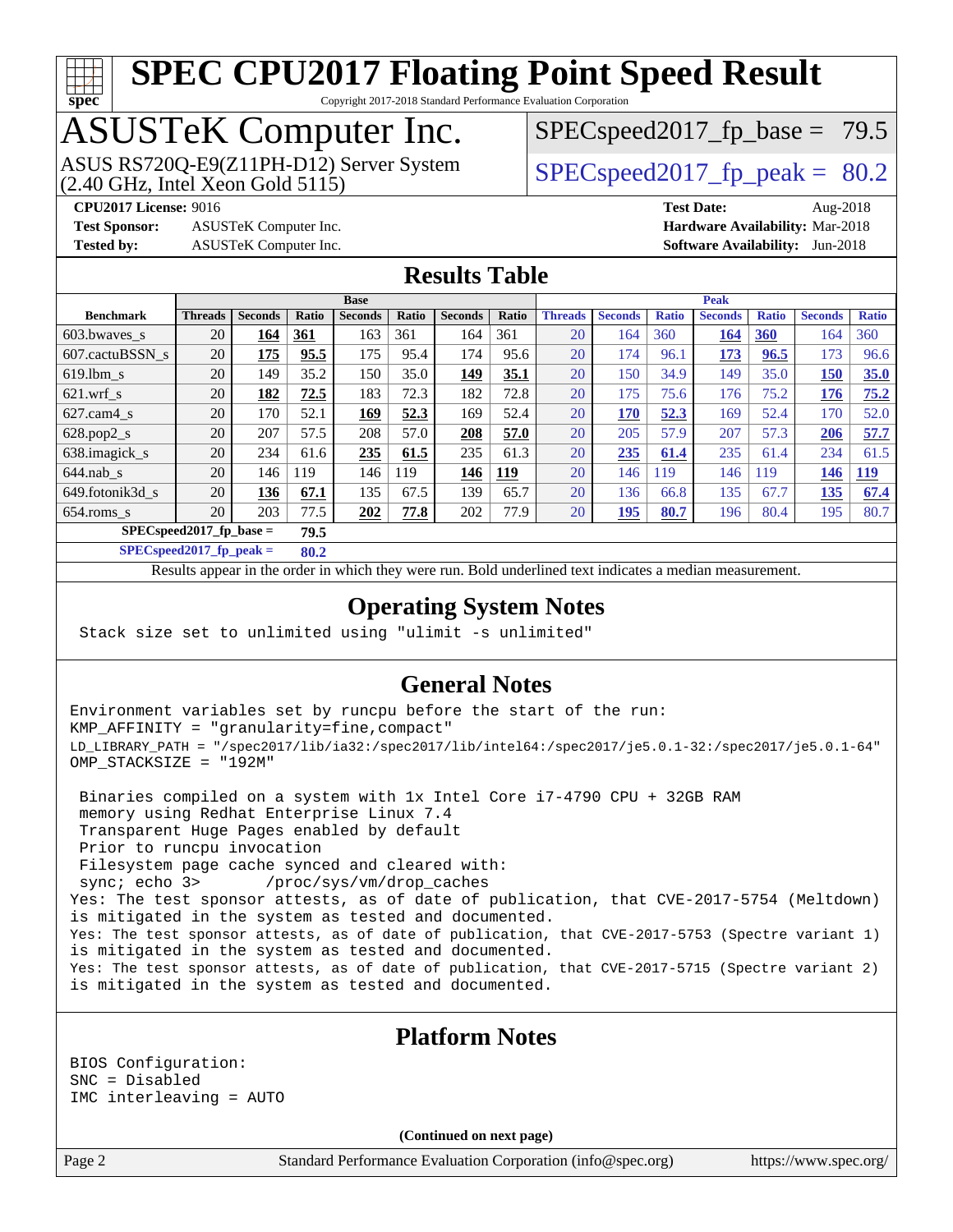# SPEC CPU2017 Floating Point Speed Result

Copyright 2017-2018 Standard Performance Evaluation Corporation

## ASUSTeK Computer Inc.

ASUS RS720Q-E9(Z11PH-D12) Server System (2.40 GHz, Intel Xeon Gold 5115)

SPECspeed2017_fp_base = 79.5

SPECspeed2017_fp_peak = 80.2

**CPU2017 License:** 9016
**Test Sponsor:** ASUSTeK Computer Inc.
**Tested by:** ASUSTeK Computer Inc.

**Test Date:** Aug-2018
**Hardware Availability:** Mar-2018
**Software Availability:** Jun-2018

## Results Table

| Benchmark | Base | | | | | | | Peak | | | | | | |
|---|---|---|---|---|---|---|---|---|---|---|---|---|---|---|
| | Threads | Seconds | Ratio | Seconds | Ratio | Seconds | Ratio | Threads | Seconds | Ratio | Seconds | Ratio | Seconds | Ratio |
| 603.bwaves_s | 20 | **164** | **361** | 163 | 361 | 164 | 361 | 20 | 164 | 360 | **164** | **360** | 164 | 360 |
| 607.cactuBSSN_s | 20 | **175** | **95.5** | 175 | 95.4 | 174 | 95.6 | 20 | 174 | 96.1 | **173** | **96.5** | 173 | 96.6 |
| 619.lbm_s | 20 | 149 | 35.2 | 150 | 35.0 | **149** | **35.1** | 20 | 150 | 34.9 | 149 | 35.0 | **150** | **35.0** |
| 621.wrf_s | 20 | **182** | **72.5** | 183 | 72.3 | 182 | 72.8 | 20 | 175 | 75.6 | 176 | 75.2 | **176** | **75.2** |
| 627.cam4_s | 20 | 170 | 52.1 | **169** | **52.3** | 169 | 52.4 | 20 | **170** | **52.3** | 169 | 52.4 | 170 | 52.0 |
| 628.pop2_s | 20 | 207 | 57.5 | 208 | 57.0 | **208** | **57.0** | 20 | 205 | 57.9 | 207 | 57.3 | **206** | **57.7** |
| 638.imagick_s | 20 | 234 | 61.6 | **235** | **61.5** | 235 | 61.3 | 20 | **235** | **61.4** | 235 | 61.4 | 234 | 61.5 |
| 644.nab_s | 20 | 146 | 119 | 146 | 119 | **146** | **119** | 20 | 146 | 119 | 146 | 119 | **146** | **119** |
| 649.fotonik3d_s | 20 | **136** | **67.1** | 135 | 67.5 | 139 | 65.7 | 20 | 136 | 66.8 | 135 | 67.7 | **135** | **67.4** |
| 654.roms_s | 20 | 203 | 77.5 | **202** | **77.8** | 202 | 77.9 | 20 | **195** | **80.7** | 196 | 80.4 | 195 | 80.7 |

**SPECspeed2017_fp_base = 79.5**

**SPECspeed2017_fp_peak = 80.2**

Results appear in the order in which they were run. Bold underlined text indicates a median measurement.

## Operating System Notes

```
Stack size set to unlimited using "ulimit -s unlimited"
```

## General Notes

```
Environment variables set by runcpu before the start of the run:
KMP_AFFINITY = "granularity=fine,compact"
LD_LIBRARY_PATH = "/spec2017/lib/ia32:/spec2017/lib/intel64:/spec2017/je5.0.1-32:/spec2017/je5.0.1-64"
OMP_STACKSIZE = "192M"

 Binaries compiled on a system with 1x Intel Core i7-4790 CPU + 32GB RAM
 memory using Redhat Enterprise Linux 7.4
 Transparent Huge Pages enabled by default
 Prior to runcpu invocation
 Filesystem page cache synced and cleared with:
 sync; echo 3>       /proc/sys/vm/drop_caches
Yes: The test sponsor attests, as of date of publication, that CVE-2017-5754 (Meltdown)
is mitigated in the system as tested and documented.
Yes: The test sponsor attests, as of date of publication, that CVE-2017-5753 (Spectre variant 1)
is mitigated in the system as tested and documented.
Yes: The test sponsor attests, as of date of publication, that CVE-2017-5715 (Spectre variant 2)
is mitigated in the system as tested and documented.
```

## Platform Notes

```
BIOS Configuration:
SNC = Disabled
IMC interleaving = AUTO
```

(Continued on next page)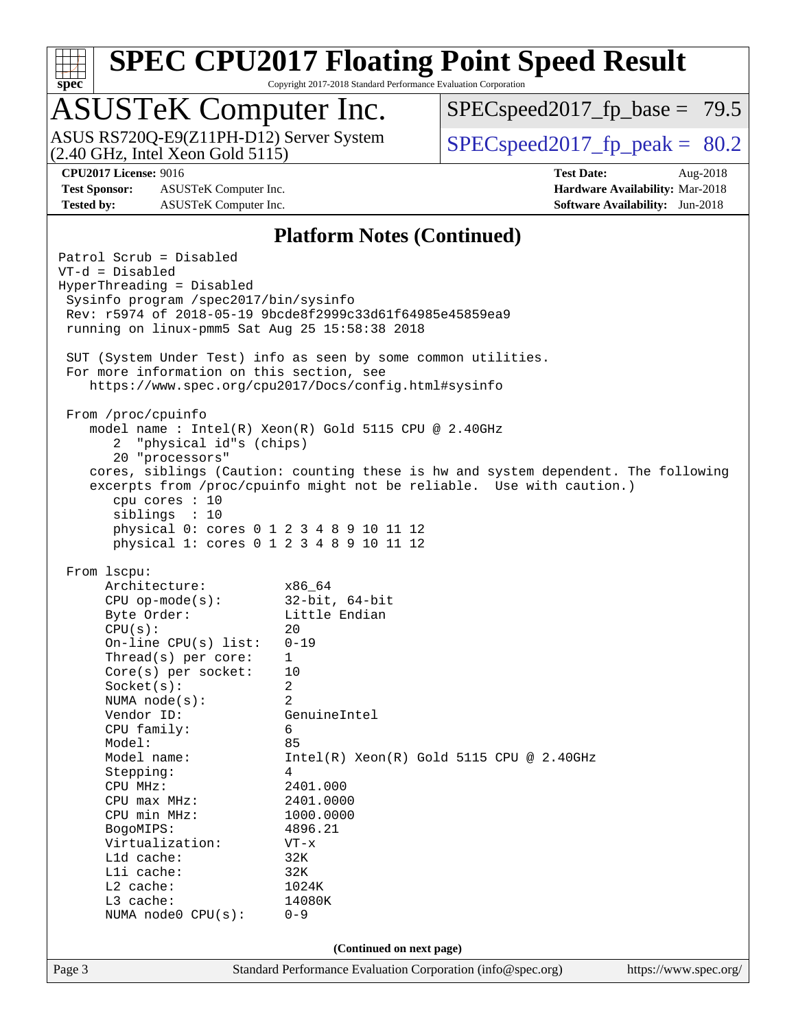## Platform Notes (Continued)

```
Patrol Scrub = Disabled
VT-d = Disabled
HyperThreading = Disabled
 Sysinfo program /spec2017/bin/sysinfo
 Rev: r5974 of 2018-05-19 9bcde8f2999c33d61f64985e45859ea9
 running on linux-pmm5 Sat Aug 25 15:58:38 2018

 SUT (System Under Test) info as seen by some common utilities.
 For more information on this section, see
    https://www.spec.org/cpu2017/Docs/config.html#sysinfo

 From /proc/cpuinfo
    model name : Intel(R) Xeon(R) Gold 5115 CPU @ 2.40GHz
       2  "physical id"s (chips)
       20 "processors"
    cores, siblings (Caution: counting these is hw and system dependent. The following
    excerpts from /proc/cpuinfo might not be reliable.  Use with caution.)
       cpu cores : 10
       siblings  : 10
       physical 0: cores 0 1 2 3 4 8 9 10 11 12
       physical 1: cores 0 1 2 3 4 8 9 10 11 12

 From lscpu:
      Architecture:          x86_64
      CPU op-mode(s):        32-bit, 64-bit
      Byte Order:            Little Endian
      CPU(s):                20
      On-line CPU(s) list:   0-19
      Thread(s) per core:    1
      Core(s) per socket:    10
      Socket(s):             2
      NUMA node(s):          2
      Vendor ID:             GenuineIntel
      CPU family:            6
      Model:                 85
      Model name:            Intel(R) Xeon(R) Gold 5115 CPU @ 2.40GHz
      Stepping:              4
      CPU MHz:               2401.000
      CPU max MHz:           2401.0000
      CPU min MHz:           1000.0000
      BogoMIPS:              4896.21
      Virtualization:        VT-x
      L1d cache:             32K
      L1i cache:             32K
      L2 cache:              1024K
      L3 cache:              14080K
      NUMA node0 CPU(s):     0-9
```

**(Continued on next page)**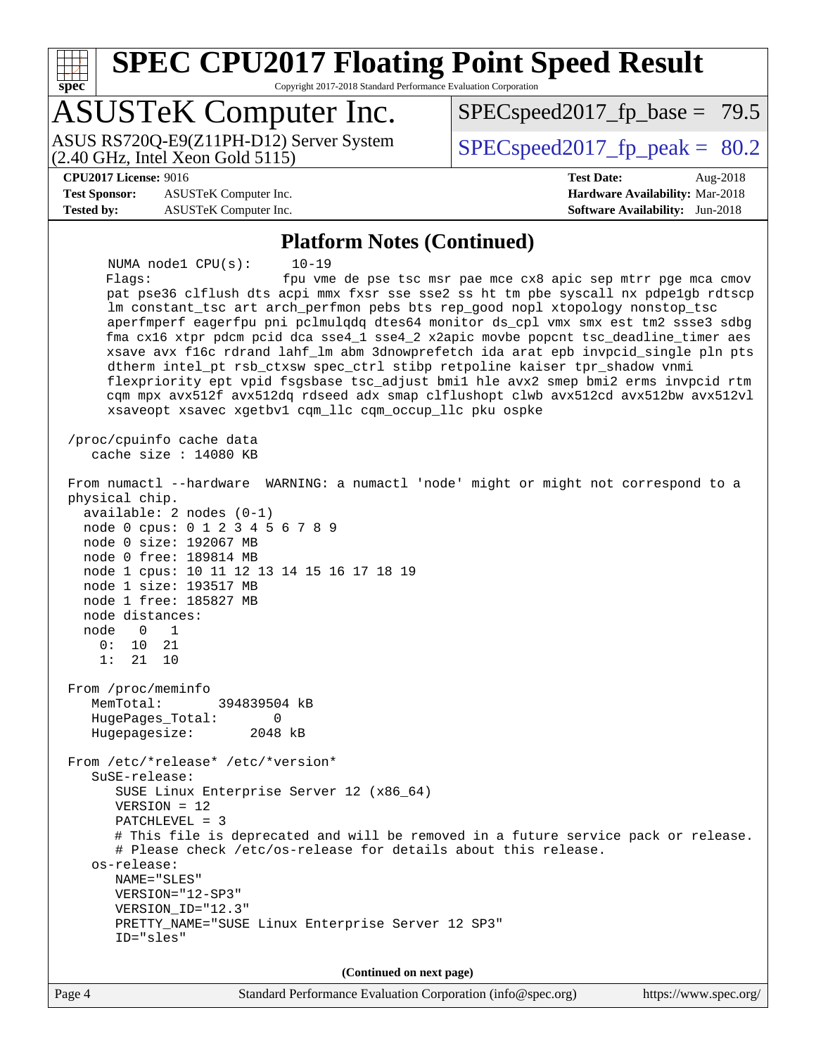## Platform Notes (Continued)

```
     NUMA node1 CPU(s):     10-19
     Flags:                 fpu vme de pse tsc msr pae mce cx8 apic sep mtrr pge mca cmov
     pat pse36 clflush dts acpi mmx fxsr sse sse2 ss ht tm pbe syscall nx pdpe1gb rdtscp
     lm constant_tsc art arch_perfmon pebs bts rep_good nopl xtopology nonstop_tsc
     aperfmperf eagerfpu pni pclmulqdq dtes64 monitor ds_cpl vmx smx est tm2 ssse3 sdbg
     fma cx16 xtpr pdcm pcid dca sse4_1 sse4_2 x2apic movbe popcnt tsc_deadline_timer aes
     xsave avx f16c rdrand lahf_lm abm 3dnowprefetch ida arat epb invpcid_single pln pts
     dtherm intel_pt rsb_ctxsw spec_ctrl stibp retpoline kaiser tpr_shadow vnmi
     flexpriority ept vpid fsgsbase tsc_adjust bmi1 hle avx2 smep bmi2 erms invpcid rtm
     cqm mpx avx512f avx512dq rdseed adx smap clflushopt clwb avx512cd avx512bw avx512vl
     xsaveopt xsavec xgetbv1 cqm_llc cqm_occup_llc pku ospke

 /proc/cpuinfo cache data
    cache size : 14080 KB

 From numactl --hardware  WARNING: a numactl 'node' might or might not correspond to a
 physical chip.
   available: 2 nodes (0-1)
   node 0 cpus: 0 1 2 3 4 5 6 7 8 9
   node 0 size: 192067 MB
   node 0 free: 189814 MB
   node 1 cpus: 10 11 12 13 14 15 16 17 18 19
   node 1 size: 193517 MB
   node 1 free: 185827 MB
   node distances:
   node   0   1
     0:  10  21
     1:  21  10

 From /proc/meminfo
    MemTotal:       394839504 kB
    HugePages_Total:       0
    Hugepagesize:       2048 kB

 From /etc/*release* /etc/*version*
    SuSE-release:
       SUSE Linux Enterprise Server 12 (x86_64)
       VERSION = 12
       PATCHLEVEL = 3
       # This file is deprecated and will be removed in a future service pack or release.
       # Please check /etc/os-release for details about this release.
    os-release:
       NAME="SLES"
       VERSION="12-SP3"
       VERSION_ID="12.3"
       PRETTY_NAME="SUSE Linux Enterprise Server 12 SP3"
       ID="sles"
```

(Continued on next page)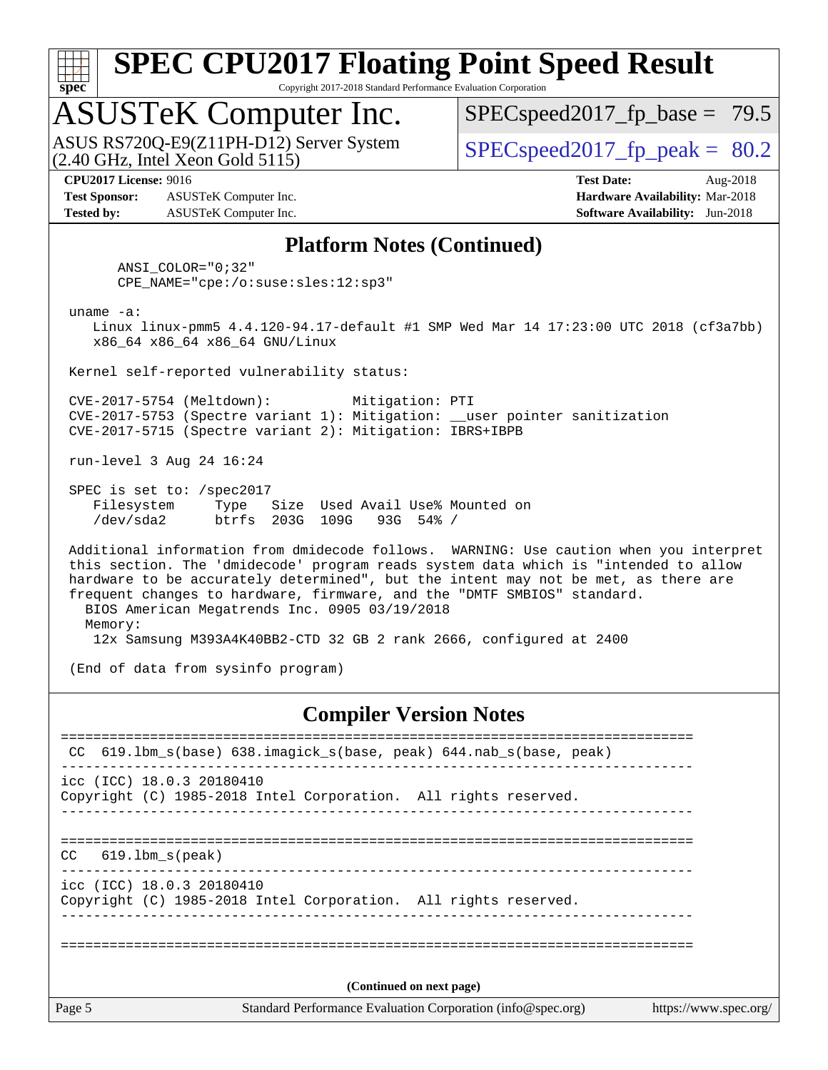## Platform Notes (Continued)

```
      ANSI_COLOR="0;32"
      CPE_NAME="cpe:/o:suse:sles:12:sp3"

 uname -a:
    Linux linux-pmm5 4.4.120-94.17-default #1 SMP Wed Mar 14 17:23:00 UTC 2018 (cf3a7bb)
    x86_64 x86_64 x86_64 GNU/Linux

 Kernel self-reported vulnerability status:

 CVE-2017-5754 (Meltdown):          Mitigation: PTI
 CVE-2017-5753 (Spectre variant 1): Mitigation: __user pointer sanitization
 CVE-2017-5715 (Spectre variant 2): Mitigation: IBRS+IBPB

 run-level 3 Aug 24 16:24

 SPEC is set to: /spec2017
    Filesystem     Type   Size  Used Avail Use% Mounted on
    /dev/sda2      btrfs  203G  109G   93G  54% /

 Additional information from dmidecode follows.  WARNING: Use caution when you interpret
 this section. The 'dmidecode' program reads system data which is "intended to allow
 hardware to be accurately determined", but the intent may not be met, as there are
 frequent changes to hardware, firmware, and the "DMTF SMBIOS" standard.
   BIOS American Megatrends Inc. 0905 03/19/2018
   Memory:
    12x Samsung M393A4K40BB2-CTD 32 GB 2 rank 2666, configured at 2400

 (End of data from sysinfo program)
```

## Compiler Version Notes

```
==============================================================================
 CC  619.lbm_s(base) 638.imagick_s(base, peak) 644.nab_s(base, peak)
------------------------------------------------------------------------------
icc (ICC) 18.0.3 20180410
Copyright (C) 1985-2018 Intel Corporation.  All rights reserved.
------------------------------------------------------------------------------

==============================================================================
CC   619.lbm_s(peak)
------------------------------------------------------------------------------
icc (ICC) 18.0.3 20180410
Copyright (C) 1985-2018 Intel Corporation.  All rights reserved.
------------------------------------------------------------------------------

==============================================================================
```

(Continued on next page)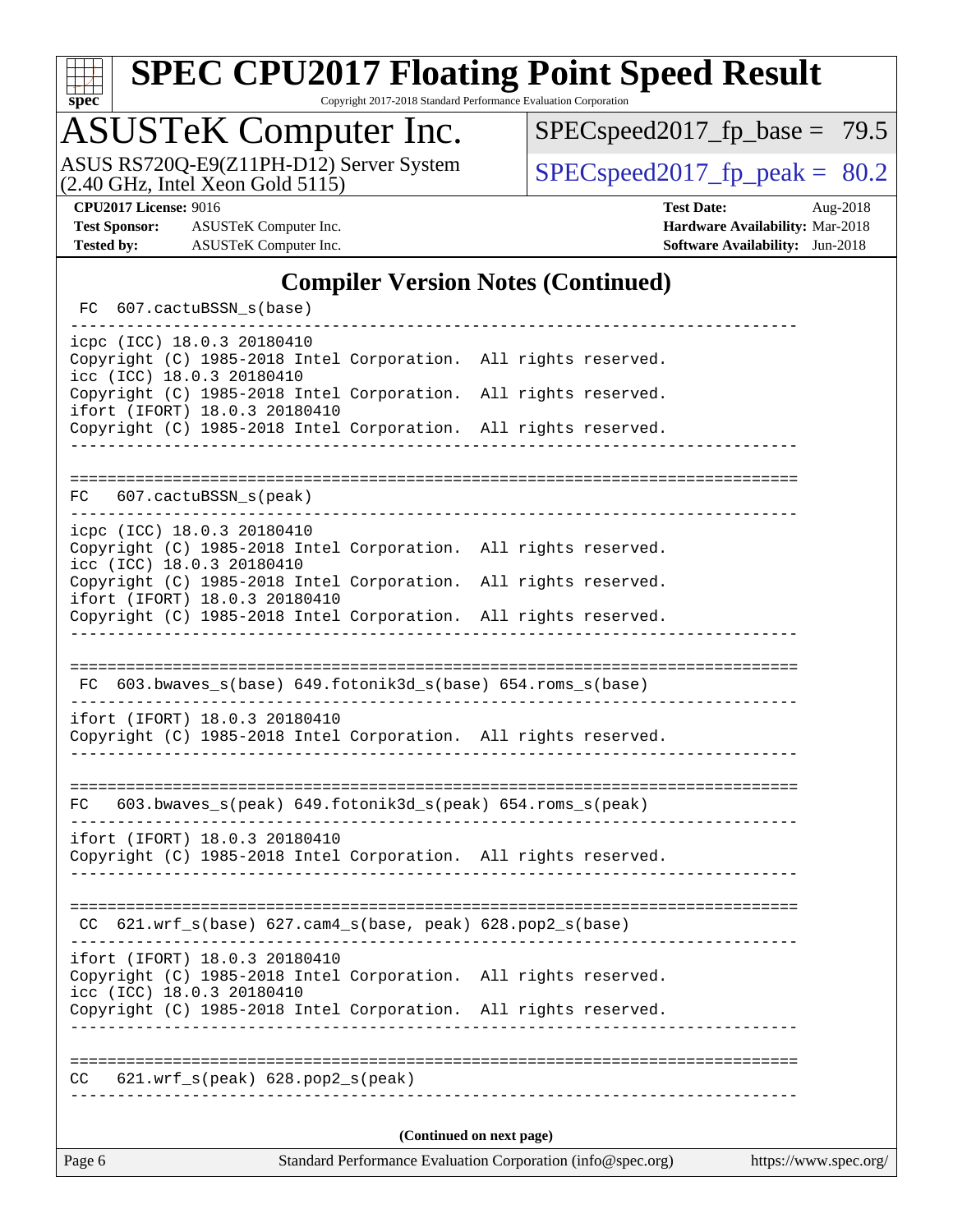## Compiler Version Notes (Continued)

```
 FC  607.cactuBSSN_s(base)
------------------------------------------------------------------------------
icpc (ICC) 18.0.3 20180410
Copyright (C) 1985-2018 Intel Corporation.  All rights reserved.
icc (ICC) 18.0.3 20180410
Copyright (C) 1985-2018 Intel Corporation.  All rights reserved.
ifort (IFORT) 18.0.3 20180410
Copyright (C) 1985-2018 Intel Corporation.  All rights reserved.
------------------------------------------------------------------------------

==============================================================================
FC   607.cactuBSSN_s(peak)
------------------------------------------------------------------------------
icpc (ICC) 18.0.3 20180410
Copyright (C) 1985-2018 Intel Corporation.  All rights reserved.
icc (ICC) 18.0.3 20180410
Copyright (C) 1985-2018 Intel Corporation.  All rights reserved.
ifort (IFORT) 18.0.3 20180410
Copyright (C) 1985-2018 Intel Corporation.  All rights reserved.
------------------------------------------------------------------------------

==============================================================================
 FC  603.bwaves_s(base) 649.fotonik3d_s(base) 654.roms_s(base)
------------------------------------------------------------------------------
ifort (IFORT) 18.0.3 20180410
Copyright (C) 1985-2018 Intel Corporation.  All rights reserved.
------------------------------------------------------------------------------

==============================================================================
FC   603.bwaves_s(peak) 649.fotonik3d_s(peak) 654.roms_s(peak)
------------------------------------------------------------------------------
ifort (IFORT) 18.0.3 20180410
Copyright (C) 1985-2018 Intel Corporation.  All rights reserved.
------------------------------------------------------------------------------

==============================================================================
 CC  621.wrf_s(base) 627.cam4_s(base, peak) 628.pop2_s(base)
------------------------------------------------------------------------------
ifort (IFORT) 18.0.3 20180410
Copyright (C) 1985-2018 Intel Corporation.  All rights reserved.
icc (ICC) 18.0.3 20180410
Copyright (C) 1985-2018 Intel Corporation.  All rights reserved.
------------------------------------------------------------------------------

==============================================================================
CC   621.wrf_s(peak) 628.pop2_s(peak)
------------------------------------------------------------------------------
```

**(Continued on next page)**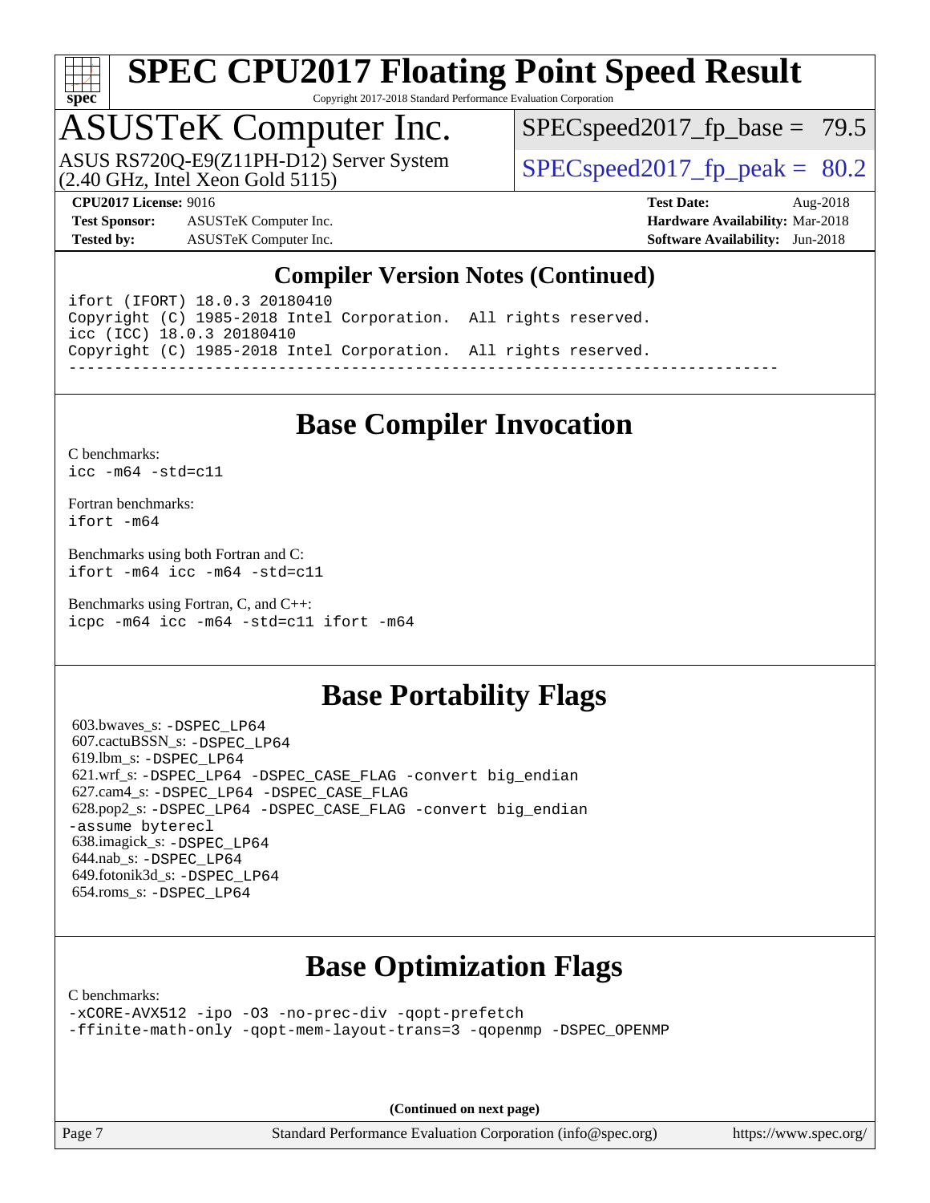## Compiler Version Notes (Continued)

```
ifort (IFORT) 18.0.3 20180410
Copyright (C) 1985-2018 Intel Corporation.  All rights reserved.
icc (ICC) 18.0.3 20180410
Copyright (C) 1985-2018 Intel Corporation.  All rights reserved.
------------------------------------------------------------------------------
```

## Base Compiler Invocation

C benchmarks:
`icc -m64 -std=c11`

Fortran benchmarks:
`ifort -m64`

Benchmarks using both Fortran and C:
`ifort -m64 icc -m64 -std=c11`

Benchmarks using Fortran, C, and C++:
`icpc -m64 icc -m64 -std=c11 ifort -m64`

## Base Portability Flags

603.bwaves_s: `-DSPEC_LP64`
607.cactuBSSN_s: `-DSPEC_LP64`
619.lbm_s: `-DSPEC_LP64`
621.wrf_s: `-DSPEC_LP64 -DSPEC_CASE_FLAG -convert big_endian`
627.cam4_s: `-DSPEC_LP64 -DSPEC_CASE_FLAG`
628.pop2_s: `-DSPEC_LP64 -DSPEC_CASE_FLAG -convert big_endian -assume byterecl`
638.imagick_s: `-DSPEC_LP64`
644.nab_s: `-DSPEC_LP64`
649.fotonik3d_s: `-DSPEC_LP64`
654.roms_s: `-DSPEC_LP64`

## Base Optimization Flags

C benchmarks:
`-xCORE-AVX512 -ipo -O3 -no-prec-div -qopt-prefetch -ffinite-math-only -qopt-mem-layout-trans=3 -qopenmp -DSPEC_OPENMP`

**(Continued on next page)**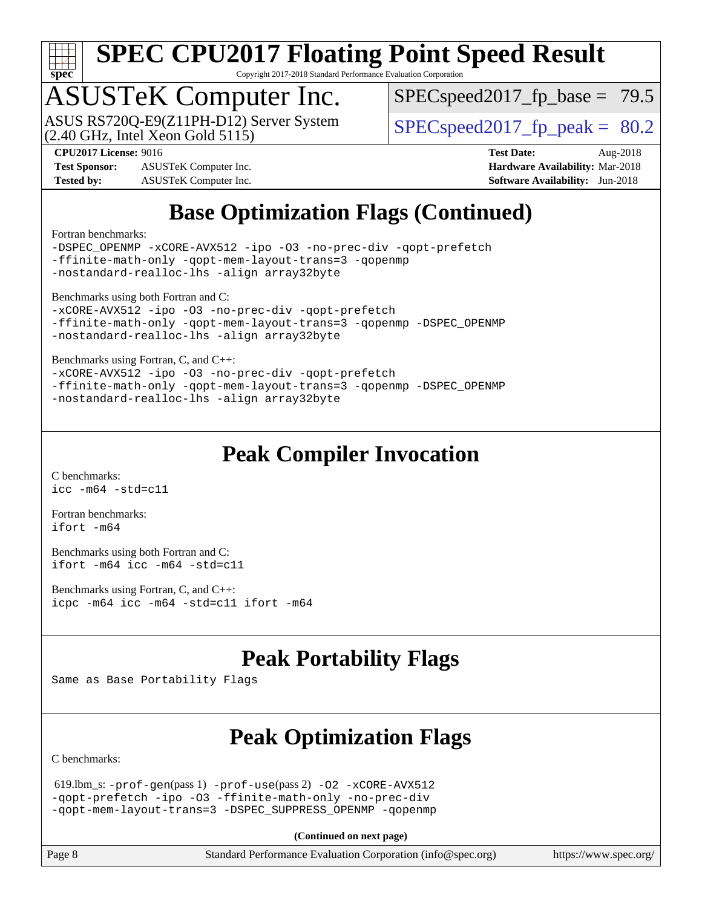# SPEC CPU2017 Floating Point Speed Result

Copyright 2017-2018 Standard Performance Evaluation Corporation

## ASUSTeK Computer Inc.

ASUS RS720Q-E9(Z11PH-D12) Server System (2.40 GHz, Intel Xeon Gold 5115)

SPECspeed2017_fp_base = 79.5

SPECspeed2017_fp_peak = 80.2

**CPU2017 License:** 9016
**Test Sponsor:** ASUSTeK Computer Inc.
**Tested by:** ASUSTeK Computer Inc.

**Test Date:** Aug-2018
**Hardware Availability:** Mar-2018
**Software Availability:** Jun-2018

## Base Optimization Flags (Continued)

Fortran benchmarks:

```
-DSPEC_OPENMP -xCORE-AVX512 -ipo -O3 -no-prec-div -qopt-prefetch
-ffinite-math-only -qopt-mem-layout-trans=3 -qopenmp
-nostandard-realloc-lhs -align array32byte
```

Benchmarks using both Fortran and C:

```
-xCORE-AVX512 -ipo -O3 -no-prec-div -qopt-prefetch
-ffinite-math-only -qopt-mem-layout-trans=3 -qopenmp -DSPEC_OPENMP
-nostandard-realloc-lhs -align array32byte
```

Benchmarks using Fortran, C, and C++:

```
-xCORE-AVX512 -ipo -O3 -no-prec-div -qopt-prefetch
-ffinite-math-only -qopt-mem-layout-trans=3 -qopenmp -DSPEC_OPENMP
-nostandard-realloc-lhs -align array32byte
```

## Peak Compiler Invocation

C benchmarks:

```
icc -m64 -std=c11
```

Fortran benchmarks:

```
ifort -m64
```

Benchmarks using both Fortran and C:

```
ifort -m64 icc -m64 -std=c11
```

Benchmarks using Fortran, C, and C++:

```
icpc -m64 icc -m64 -std=c11 ifort -m64
```

## Peak Portability Flags

Same as Base Portability Flags

## Peak Optimization Flags

C benchmarks:

619.lbm_s: -prof-gen(pass 1) -prof-use(pass 2) -O2 -xCORE-AVX512 -qopt-prefetch -ipo -O3 -ffinite-math-only -no-prec-div -qopt-mem-layout-trans=3 -DSPEC_SUPPRESS_OPENMP -qopenmp

**(Continued on next page)**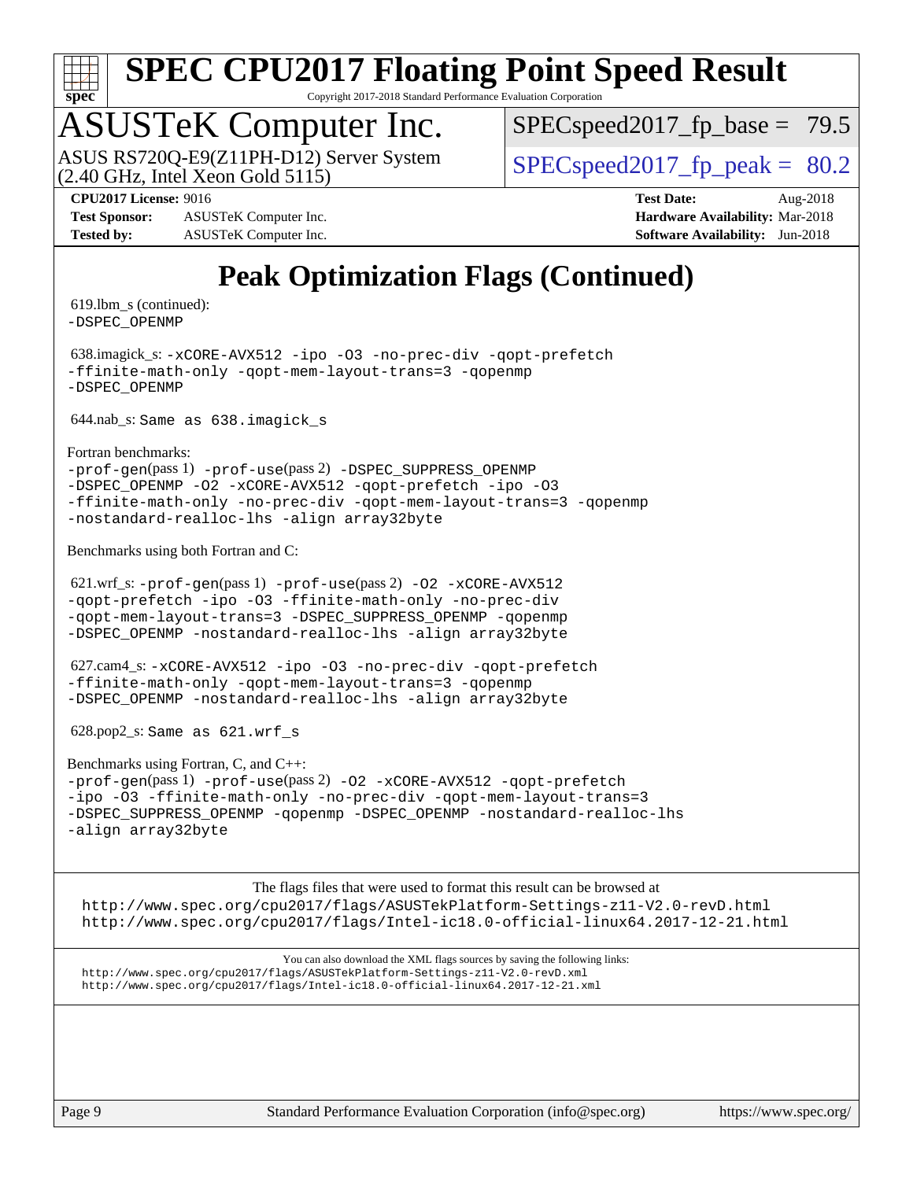# SPEC CPU2017 Floating Point Speed Result

Copyright 2017-2018 Standard Performance Evaluation Corporation

## ASUSTeK Computer Inc.

ASUS RS720Q-E9(Z11PH-D12) Server System (2.40 GHz, Intel Xeon Gold 5115)

SPECspeed2017_fp_base = 79.5

SPECspeed2017_fp_peak = 80.2

**CPU2017 License:** 9016
**Test Sponsor:** ASUSTeK Computer Inc.
**Tested by:** ASUSTeK Computer Inc.

**Test Date:** Aug-2018
**Hardware Availability:** Mar-2018
**Software Availability:** Jun-2018

## Peak Optimization Flags (Continued)

619.lbm_s (continued):
-DSPEC_OPENMP

638.imagick_s: -xCORE-AVX512 -ipo -O3 -no-prec-div -qopt-prefetch -ffinite-math-only -qopt-mem-layout-trans=3 -qopenmp -DSPEC_OPENMP

644.nab_s: Same as 638.imagick_s

Fortran benchmarks:
-prof-gen(pass 1) -prof-use(pass 2) -DSPEC_SUPPRESS_OPENMP -DSPEC_OPENMP -O2 -xCORE-AVX512 -qopt-prefetch -ipo -O3 -ffinite-math-only -no-prec-div -qopt-mem-layout-trans=3 -qopenmp -nostandard-realloc-lhs -align array32byte

Benchmarks using both Fortran and C:

621.wrf_s: -prof-gen(pass 1) -prof-use(pass 2) -O2 -xCORE-AVX512 -qopt-prefetch -ipo -O3 -ffinite-math-only -no-prec-div -qopt-mem-layout-trans=3 -DSPEC_SUPPRESS_OPENMP -qopenmp -DSPEC_OPENMP -nostandard-realloc-lhs -align array32byte

627.cam4_s: -xCORE-AVX512 -ipo -O3 -no-prec-div -qopt-prefetch -ffinite-math-only -qopt-mem-layout-trans=3 -qopenmp -DSPEC_OPENMP -nostandard-realloc-lhs -align array32byte

628.pop2_s: Same as 621.wrf_s

Benchmarks using Fortran, C, and C++:
-prof-gen(pass 1) -prof-use(pass 2) -O2 -xCORE-AVX512 -qopt-prefetch -ipo -O3 -ffinite-math-only -no-prec-div -qopt-mem-layout-trans=3 -DSPEC_SUPPRESS_OPENMP -qopenmp -DSPEC_OPENMP -nostandard-realloc-lhs -align array32byte

The flags files that were used to format this result can be browsed at
http://www.spec.org/cpu2017/flags/ASUSTekPlatform-Settings-z11-V2.0-revD.html
http://www.spec.org/cpu2017/flags/Intel-ic18.0-official-linux64.2017-12-21.html

You can also download the XML flags sources by saving the following links:
http://www.spec.org/cpu2017/flags/ASUSTekPlatform-Settings-z11-V2.0-revD.xml
http://www.spec.org/cpu2017/flags/Intel-ic18.0-official-linux64.2017-12-21.xml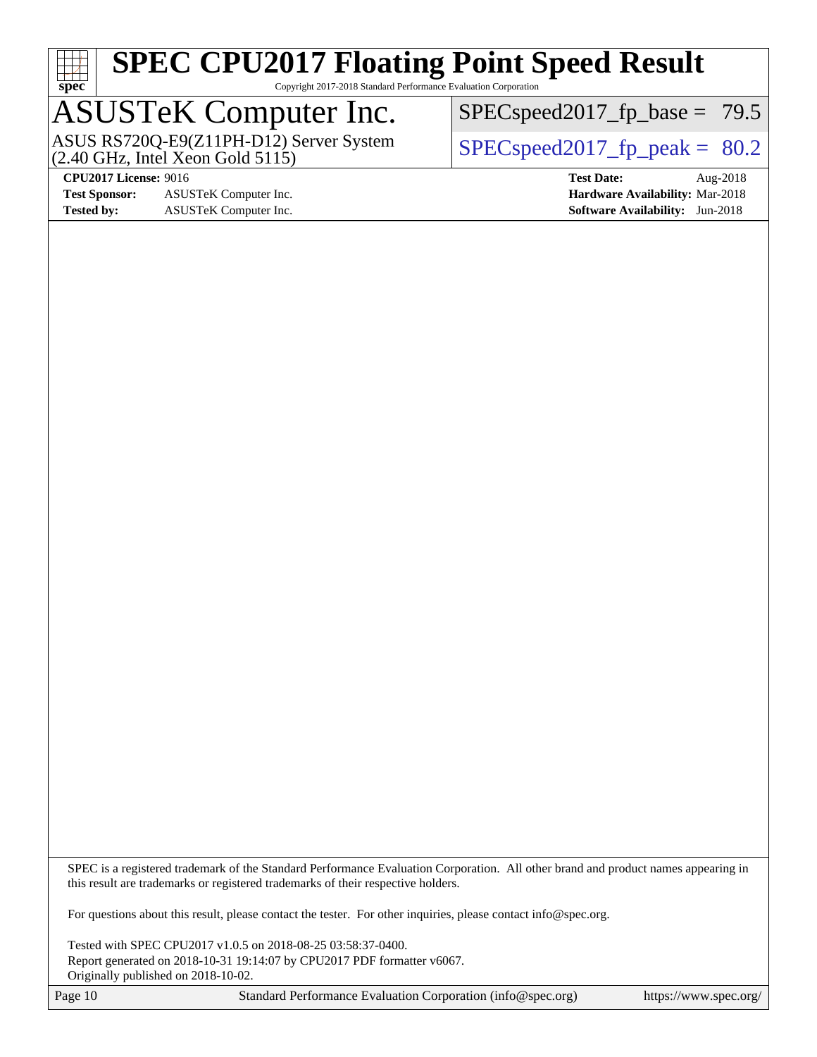SPEC is a registered trademark of the Standard Performance Evaluation Corporation. All other brand and product names appearing in this result are trademarks or registered trademarks of their respective holders.

For questions about this result, please contact the tester. For other inquiries, please contact info@spec.org.

Tested with SPEC CPU2017 v1.0.5 on 2018-08-25 03:58:37-0400.
Report generated on 2018-10-31 19:14:07 by CPU2017 PDF formatter v6067.
Originally published on 2018-10-02.